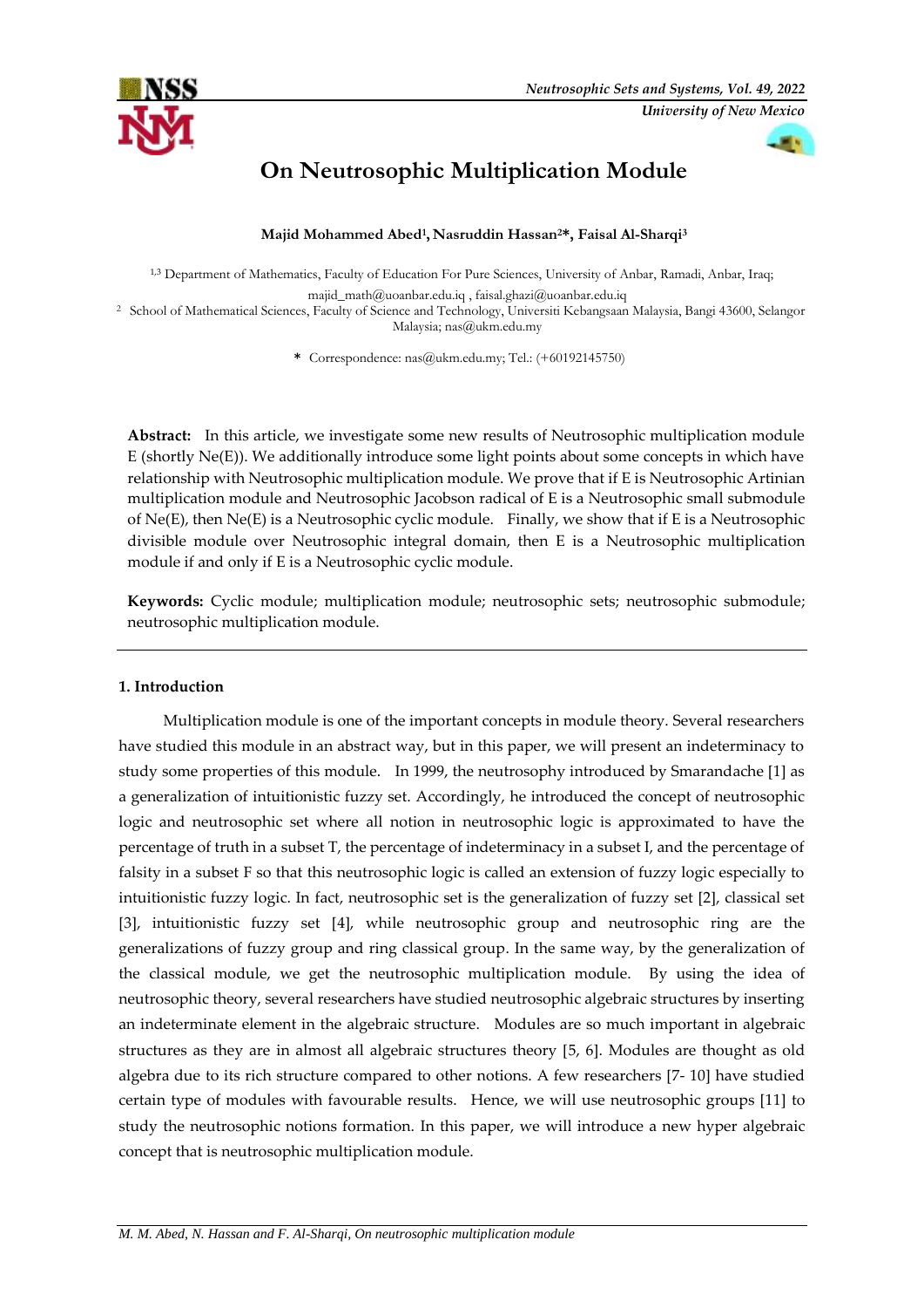# On Neutrosophic Multiplication Module

**Majid Mohammed Abed[1], Nasruddin Hassan[2]*, Faisal Al-Sharqi[3]**

[1,3] Department of Mathematics, Faculty of Education For Pure Sciences, University of Anbar, Ramadi, Anbar, Iraq; majid_math@uoanbar.edu.iq , faisal.ghazi@uoanbar.edu.iq

[2] School of Mathematical Sciences, Faculty of Science and Technology, Universiti Kebangsaan Malaysia, Bangi 43600, Selangor Malaysia; nas@ukm.edu.my

* Correspondence: nas@ukm.edu.my; Tel.: (+60192145750)

**Abstract:** In this article, we investigate some new results of Neutrosophic multiplication module E (shortly Ne(E)). We additionally introduce some light points about some concepts in which have relationship with Neutrosophic multiplication module. We prove that if E is Neutrosophic Artinian multiplication module and Neutrosophic Jacobson radical of E is a Neutrosophic small submodule of Ne(E), then Ne(E) is a Neutrosophic cyclic module. Finally, we show that if E is a Neutrosophic divisible module over Neutrosophic integral domain, then E is a Neutrosophic multiplication module if and only if E is a Neutrosophic cyclic module.

**Keywords:** Cyclic module; multiplication module; neutrosophic sets; neutrosophic submodule; neutrosophic multiplication module.

## 1. Introduction

Multiplication module is one of the important concepts in module theory. Several researchers have studied this module in an abstract way, but in this paper, we will present an indeterminacy to study some properties of this module. In 1999, the neutrosophy introduced by Smarandache [1] as a generalization of intuitionistic fuzzy set. Accordingly, he introduced the concept of neutrosophic logic and neutrosophic set where all notion in neutrosophic logic is approximated to have the percentage of truth in a subset T, the percentage of indeterminacy in a subset I, and the percentage of falsity in a subset F so that this neutrosophic logic is called an extension of fuzzy logic especially to intuitionistic fuzzy logic. In fact, neutrosophic set is the generalization of fuzzy set [2], classical set [3], intuitionistic fuzzy set [4], while neutrosophic group and neutrosophic ring are the generalizations of fuzzy group and ring classical group. In the same way, by the generalization of the classical module, we get the neutrosophic multiplication module. By using the idea of neutrosophic theory, several researchers have studied neutrosophic algebraic structures by inserting an indeterminate element in the algebraic structure. Modules are so much important in algebraic structures as they are in almost all algebraic structures theory [5, 6]. Modules are thought as old algebra due to its rich structure compared to other notions. A few researchers [7- 10] have studied certain type of modules with favourable results. Hence, we will use neutrosophic groups [11] to study the neutrosophic notions formation. In this paper, we will introduce a new hyper algebraic concept that is neutrosophic multiplication module.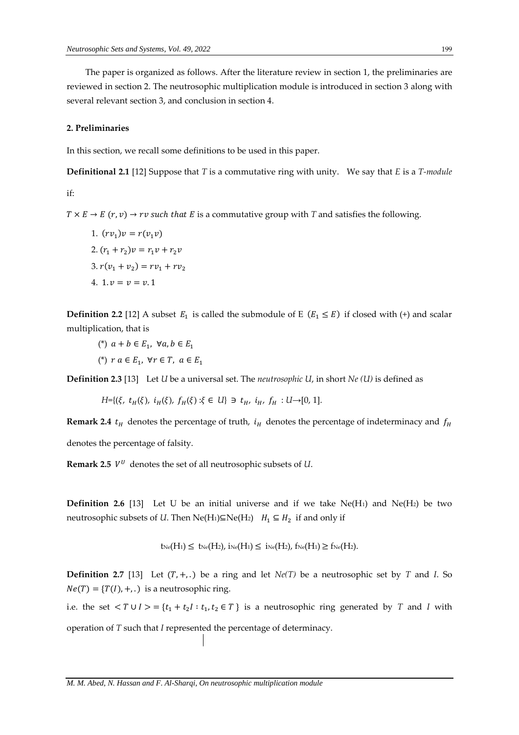The paper is organized as follows. After the literature review in section 1, the preliminaries are reviewed in section 2. The neutrosophic multiplication module is introduced in section 3 along with several relevant section 3, and conclusion in section 4.

## 2. Preliminaries

In this section, we recall some definitions to be used in this paper.

**Definitional 2.1** [12] Suppose that $T$ is a commutative ring with unity. We say that $E$ is a *T-module* if:

$T \times E \to E\ (r, v) \to rv$ *such that* $E$ is a commutative group with $T$ and satisfies the following.

1. $(rv_1)v = r(v_1 v)$
2. $(r_1 + r_2)v = r_1 v + r_2 v$
3. $r(v_1 + v_2) = rv_1 + rv_2$
4. $1.v = v = v.1$

**Definition 2.2** [12] A subset $E_1$ is called the submodule of E $(E_1 \leq E)$ if closed with (+) and scalar multiplication, that is

(*) $a + b \in E_1,\ \forall a, b \in E_1$

(*) $r\ a \in E_1,\ \forall r \in T,\ a \in E_1$

**Definition 2.3** [13] Let $U$ be a universal set. The *neutrosophic U*, in short *Ne (U)* is defined as

$H$={($\xi$, $t_H(\xi)$, $i_H(\xi)$, $f_H(\xi)$ :$\xi \in U$} $\ni$ $t_H$, $i_H$, $f_H$ : $U \to [0, 1]$.

**Remark 2.4** $t_H$ denotes the percentage of truth, $i_H$ denotes the percentage of indeterminacy and $f_H$ denotes the percentage of falsity.

**Remark 2.5** $V^U$ denotes the set of all neutrosophic subsets of $U$.

**Definition 2.6** [13] Let U be an initial universe and if we take $Ne(H_1)$ and $Ne(H_2)$ be two neutrosophic subsets of $U$. Then $Ne(H_1) \subseteq Ne(H_2)$ $H_1 \subseteq H_2$ if and only if

$$t_{Ne}(H_1) \leq t_{Ne}(H_2),\ i_{Ne}(H_1) \leq i_{Ne}(H_2),\ f_{Ne}(H_1) \geq f_{Ne}(H_2).$$

**Definition 2.7** [13] Let $(T, +, .)$ be a ring and let *Ne(T)* be a neutrosophic set by $T$ and $I$. So $Ne(T) = \{T(I), +, .)$ is a neutrosophic ring.

i.e. the set $< T \cup I > = \{t_1 + t_2 I : t_1, t_2 \in T\}$ is a neutrosophic ring generated by $T$ and $I$ with operation of $T$ such that $I$ represented the percentage of determinacy.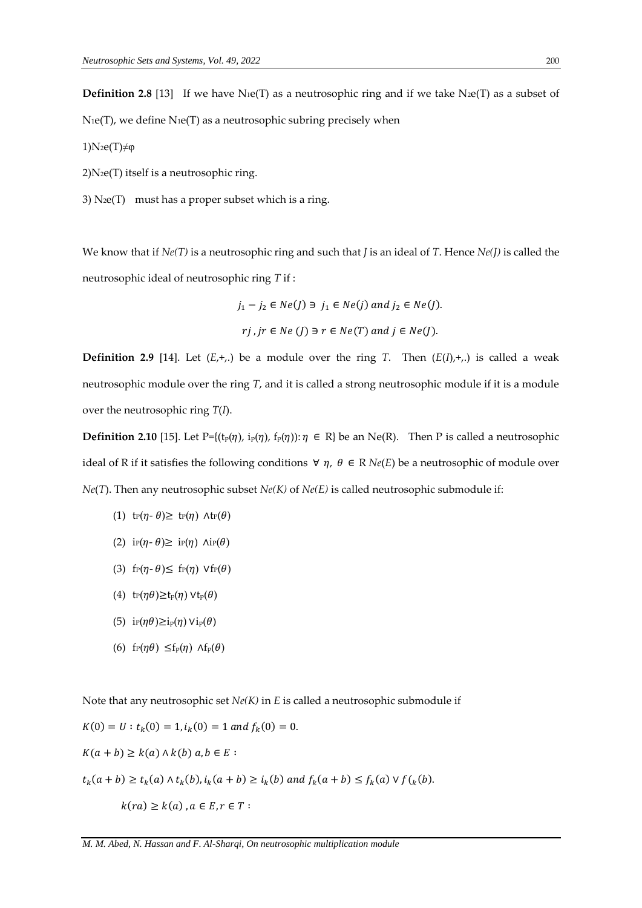**Definition 2.8** [13] If we have $N_1e(T)$ as a neutrosophic ring and if we take $N_2e(T)$ as a subset of $N_1e(T)$, we define $N_1e(T)$ as a neutrosophic subring precisely when

1) $N_2e(T)\neq\varphi$

2) $N_2e(T)$ itself is a neutrosophic ring.

3) $N_2e(T)$ must has a proper subset which is a ring.

We know that if *Ne(T)* is a neutrosophic ring and such that *J* is an ideal of *T*. Hence *Ne(J)* is called the neutrosophic ideal of neutrosophic ring *T* if :

$$j_1 - j_2 \in Ne(J) \ni j_1 \in Ne(j) \text{ and } j_2 \in Ne(J).$$

$$rj\,, jr \in Ne\,(J) \ni r \in Ne(T) \text{ and } j \in Ne(J).$$

**Definition 2.9** [14]. Let $(E,+,.)$ be a module over the ring *T*. Then $(E(I),+,.)$ is called a weak neutrosophic module over the ring *T*, and it is called a strong neutrosophic module if it is a module over the neutrosophic ring *T*(*I*).

**Definition 2.10** [15]. Let $P=\{(t_P(\eta), i_P(\eta), f_P(\eta)): \eta \in R\}$ be an Ne(R). Then P is called a neutrosophic ideal of R if it satisfies the following conditions $\forall\ \eta,\ \theta \in R$ *Ne*(*E*) be a neutrosophic of module over *Ne*(*T*). Then any neutrosophic subset *Ne(K)* of *Ne(E)* is called neutrosophic submodule if:

1. $t_P(\eta - \theta) \geq t_P(\eta) \wedge t_P(\theta)$
2. $i_P(\eta - \theta) \geq i_P(\eta) \wedge i_P(\theta)$
3. $f_P(\eta - \theta) \leq f_P(\eta) \vee f_P(\theta)$
4. $t_P(\eta\theta) \geq t_P(\eta) \vee t_P(\theta)$
5. $i_P(\eta\theta) \geq i_P(\eta) \vee i_P(\theta)$
6. $f_P(\eta\theta) \leq f_P(\eta) \wedge f_P(\theta)$

Note that any neutrosophic set *Ne(K)* in *E* is called a neutrosophic submodule if

$K(0) = U : t_k(0) = 1, i_k(0) = 1 \text{ and } f_k(0) = 0.$

$K(a + b) \geq k(a) \wedge k(b)\ a, b \in E :$

$t_k(a + b) \geq t_k(a) \wedge t_k(b), i_k(a + b) \geq i_k(b) \text{ and } f_k(a + b) \leq f_k(a) \vee f(_k(b).$

$k(ra) \geq k(a)\ , a \in E, r \in T :$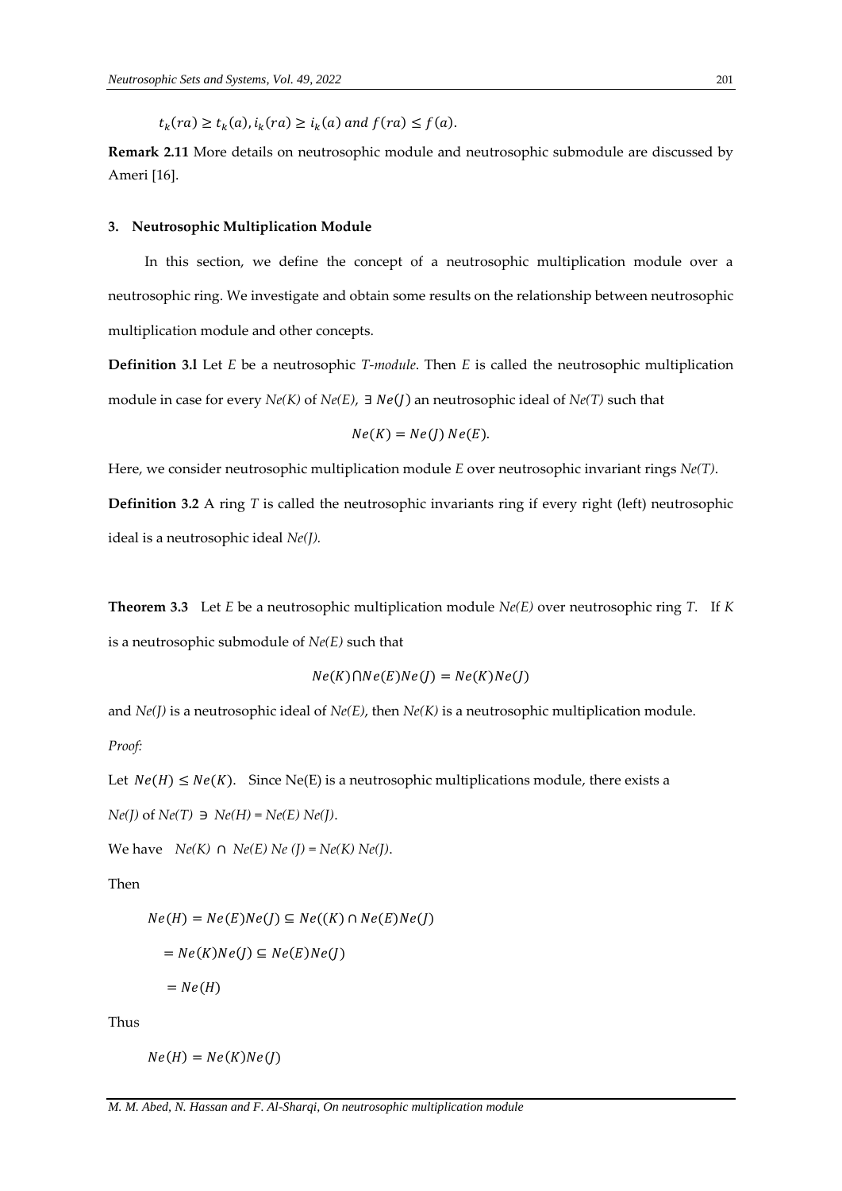$t_k(ra) \geq t_k(a), i_k(ra) \geq i_k(a)$ *and* $f(ra) \leq f(a)$.

**Remark 2.11** More details on neutrosophic module and neutrosophic submodule are discussed by Ameri [16].

## 3. Neutrosophic Multiplication Module

In this section, we define the concept of a neutrosophic multiplication module over a neutrosophic ring. We investigate and obtain some results on the relationship between neutrosophic multiplication module and other concepts.

**Definition 3.l** Let *E* be a neutrosophic *T-module*. Then *E* is called the neutrosophic multiplication module in case for every *Ne(K)* of *Ne(E)*, $\exists\ Ne(J)$ an neutrosophic ideal of *Ne(T)* such that

$$Ne(K) = Ne(J)\, Ne(E).$$

Here, we consider neutrosophic multiplication module *E* over neutrosophic invariant rings *Ne(T)*.

**Definition 3.2** A ring *T* is called the neutrosophic invariants ring if every right (left) neutrosophic ideal is a neutrosophic ideal *Ne(J).*

**Theorem 3.3** Let *E* be a neutrosophic multiplication module *Ne(E)* over neutrosophic ring *T*. If *K* is a neutrosophic submodule of *Ne(E)* such that

$$Ne(K) \cap Ne(E)Ne(J) = Ne(K)Ne(J)$$

and *Ne(J)* is a neutrosophic ideal of *Ne(E)*, then *Ne(K)* is a neutrosophic multiplication module.

*Proof:*

Let $Ne(H) \leq Ne(K)$. Since Ne(E) is a neutrosophic multiplications module, there exists a

*Ne(J)* of *Ne(T)* $\ni$ *Ne(H) = Ne(E) Ne(J)*.

We have *Ne(K)* $\cap$ *Ne(E) Ne (J) = Ne(K) Ne(J)*.

Then

$$Ne(H) = Ne(E)Ne(J) \subseteq Ne((K) \cap Ne(E)Ne(J)$$

$$= Ne(K)Ne(J) \subseteq Ne(E)Ne(J)$$

$$= Ne(H)$$

Thus

$$Ne(H) = Ne(K)Ne(J)$$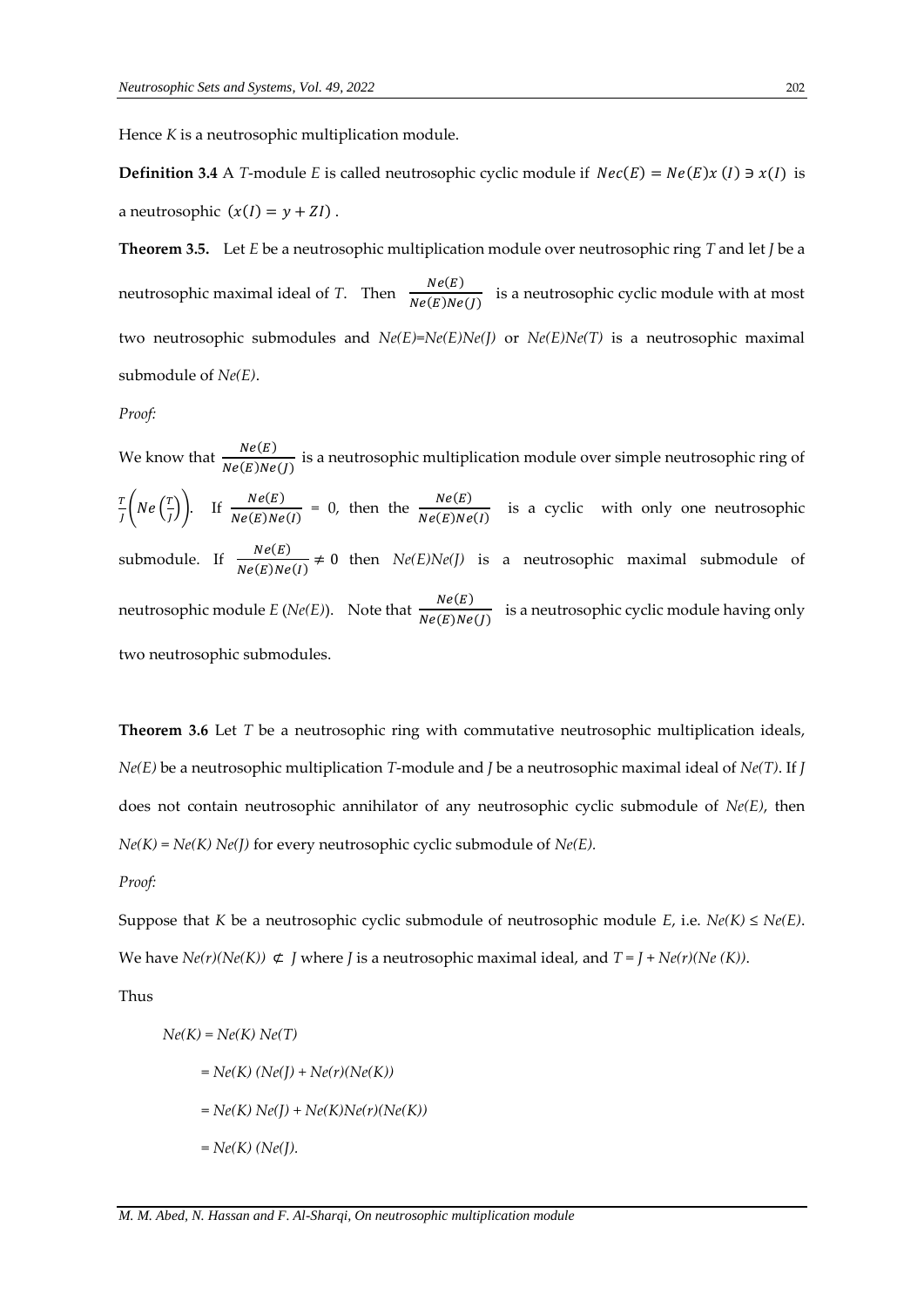Hence *K* is a neutrosophic multiplication module.

**Definition 3.4** A *T*-module *E* is called neutrosophic cyclic module if $Nec(E) = Ne(E)x\,(I) \ni x(I)$ is a neutrosophic $(x(I) = y + ZI)$ .

**Theorem 3.5.** Let *E* be a neutrosophic multiplication module over neutrosophic ring *T* and let *J* be a neutrosophic maximal ideal of *T*. Then $\frac{Ne(E)}{Ne(E)Ne(J)}$ is a neutrosophic cyclic module with at most two neutrosophic submodules and *Ne(E)=Ne(E)Ne(J)* or *Ne(E)Ne(T)* is a neutrosophic maximal submodule of *Ne(E)*.

*Proof:*

We know that $\frac{Ne(E)}{Ne(E)Ne(J)}$ is a neutrosophic multiplication module over simple neutrosophic ring of $\frac{T}{J}\left(Ne\left(\frac{T}{J}\right)\right)$. If $\frac{Ne(E)}{Ne(E)Ne(I)} = 0$, then the $\frac{Ne(E)}{Ne(E)Ne(I)}$ is a cyclic with only one neutrosophic submodule. If $\frac{Ne(E)}{Ne(E)Ne(I)} \neq 0$ then *Ne(E)Ne(J)* is a neutrosophic maximal submodule of neutrosophic module *E* (*Ne(E)*). Note that $\frac{Ne(E)}{Ne(E)Ne(J)}$ is a neutrosophic cyclic module having only two neutrosophic submodules.

**Theorem 3.6** Let *T* be a neutrosophic ring with commutative neutrosophic multiplication ideals, *Ne(E)* be a neutrosophic multiplication *T*-module and *J* be a neutrosophic maximal ideal of *Ne(T)*. If *J* does not contain neutrosophic annihilator of any neutrosophic cyclic submodule of *Ne(E)*, then *Ne(K) = Ne(K) Ne(J)* for every neutrosophic cyclic submodule of *Ne(E)*.

*Proof:*

Suppose that *K* be a neutrosophic cyclic submodule of neutrosophic module *E*, i.e. *Ne(K) ≤ Ne(E)*. We have *Ne(r)(Ne(K))* $\not\subset$ *J* where *J* is a neutrosophic maximal ideal, and *T = J + Ne(r)(Ne (K))*.

Thus

$$
\begin{aligned}
Ne(K) &= Ne(K)\,Ne(T) \\
&= Ne(K)\,(Ne(J) + Ne(r)(Ne(K)) \\
&= Ne(K)\,Ne(J) + Ne(K)Ne(r)(Ne(K)) \\
&= Ne(K)\,(Ne(J).
\end{aligned}
$$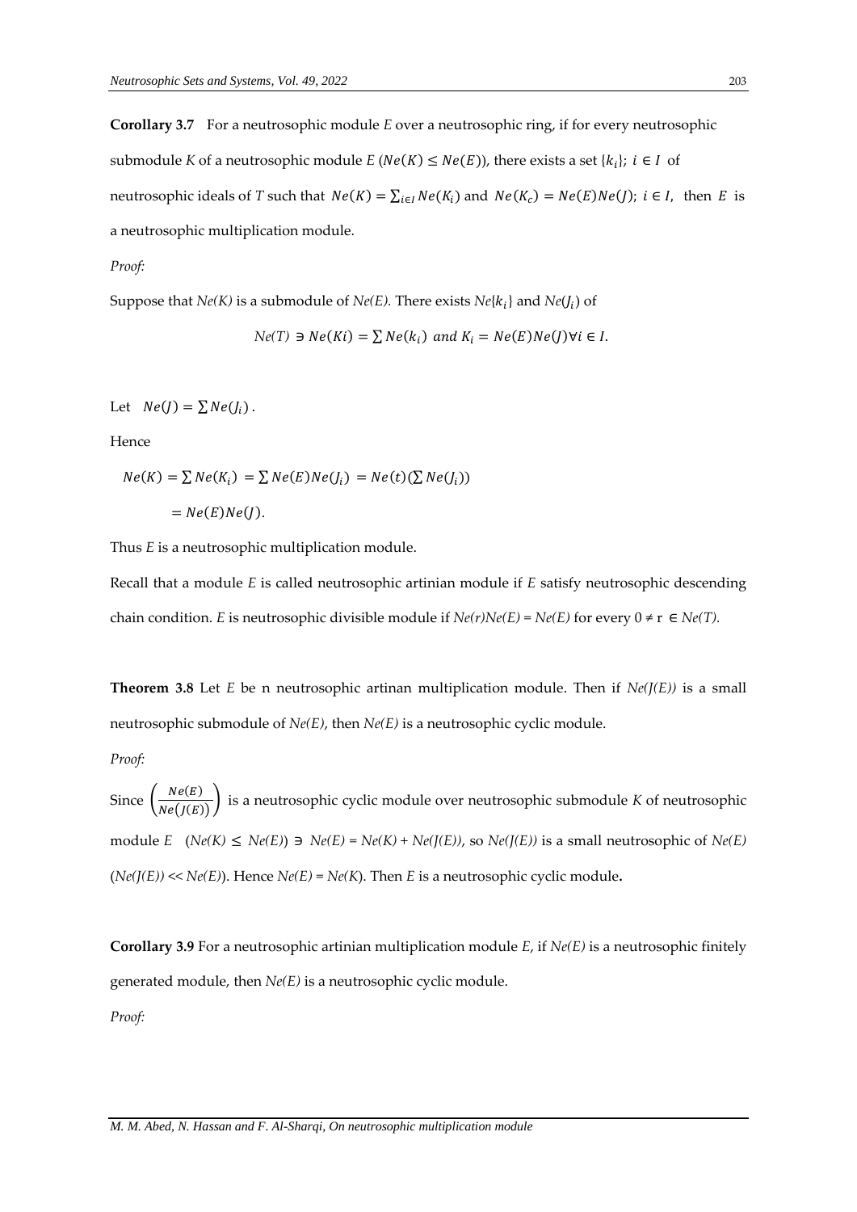**Corollary 3.7** For a neutrosophic module *E* over a neutrosophic ring, if for every neutrosophic submodule *K* of a neutrosophic module *E* ($Ne(K) \leq Ne(E)$), there exists a set $\{k_i\}$; $i \in I$ of neutrosophic ideals of *T* such that $Ne(K) = \sum_{i \in I} Ne(K_i)$ and $Ne(K_c) = Ne(E)Ne(J)$; $i \in I$, then $E$ is a neutrosophic multiplication module.

*Proof:*

Suppose that *Ne(K)* is a submodule of *Ne(E)*. There exists $Ne\{k_i\}$ and $Ne(J_i)$ of

$$Ne(T) \ni Ne(Ki) = \sum Ne(k_i) \text{ and } K_i = Ne(E)Ne(J) \forall i \in I.$$

Let $Ne(J) = \sum Ne(J_i)$.

Hence

$$Ne(K) = \sum Ne(K_i) = \sum Ne(E)Ne(J_i) = Ne(t)(\sum Ne(J_i))$$

$$= Ne(E)Ne(J).$$

Thus *E* is a neutrosophic multiplication module.

Recall that a module *E* is called neutrosophic artinian module if *E* satisfy neutrosophic descending chain condition. *E* is neutrosophic divisible module if $Ne(r)Ne(E) = Ne(E)$ for every $0 \neq r \in Ne(T)$.

**Theorem 3.8** Let *E* be n neutrosophic artinan multiplication module. Then if *Ne(J(E))* is a small neutrosophic submodule of *Ne(E)*, then *Ne(E)* is a neutrosophic cyclic module.

*Proof:*

Since $\left(\frac{Ne(E)}{Ne(J(E))}\right)$ is a neutrosophic cyclic module over neutrosophic submodule *K* of neutrosophic module *E* ($Ne(K) \leq Ne(E)$) $\ni$ $Ne(E) = Ne(K) + Ne(J(E))$, so *Ne(J(E))* is a small neutrosophic of *Ne(E)* ($Ne(J(E)) \ll Ne(E)$). Hence $Ne(E) = Ne(K)$. Then *E* is a neutrosophic cyclic module**.**

**Corollary 3.9** For a neutrosophic artinian multiplication module *E*, if *Ne(E)* is a neutrosophic finitely generated module, then *Ne(E)* is a neutrosophic cyclic module.

*Proof:*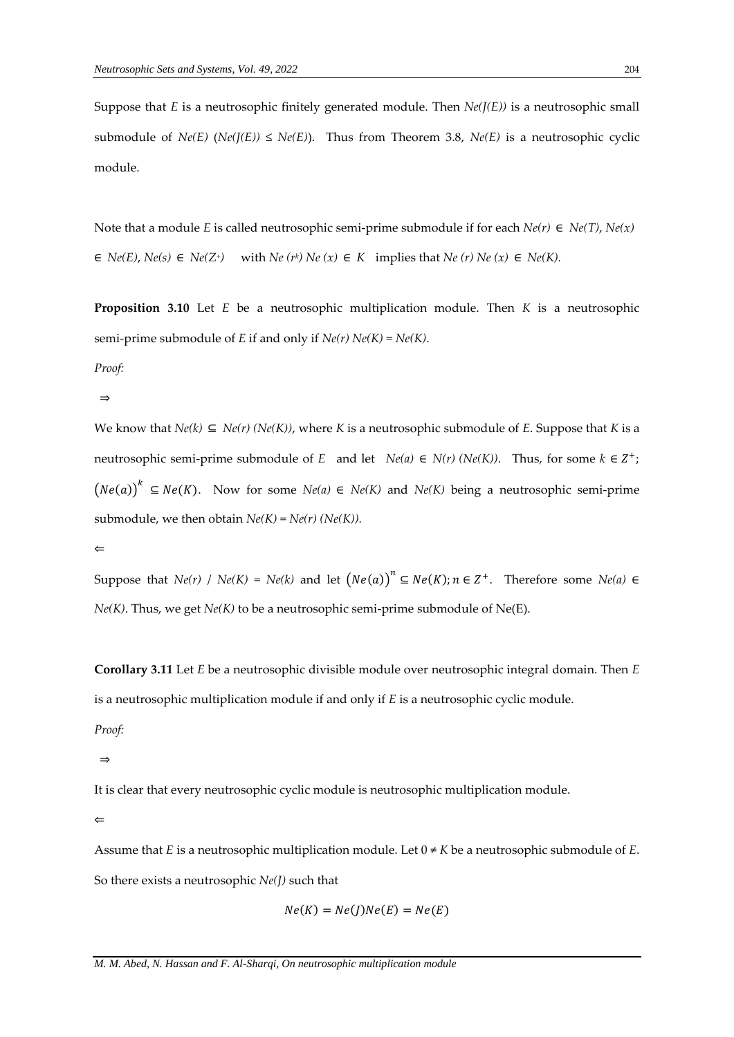Suppose that *E* is a neutrosophic finitely generated module. Then *Ne(J(E))* is a neutrosophic small submodule of *Ne(E)* (*Ne(J(E)) ≤ Ne(E)*). Thus from Theorem 3.8, *Ne(E)* is a neutrosophic cyclic module.

Note that a module *E* is called neutrosophic semi-prime submodule if for each *Ne(r) ∈ Ne(T)*, *Ne(x) ∈ Ne(E)*, *Ne(s) ∈ Ne(Z⁺)* with $Ne\ (r^k)\ Ne\ (x) \in K$ implies that *Ne (r) Ne (x) ∈ Ne(K)*.

**Proposition 3.10** Let *E* be a neutrosophic multiplication module. Then *K* is a neutrosophic semi-prime submodule of *E* if and only if *Ne(r) Ne(K) = Ne(K)*.

*Proof:*

⇒

We know that *Ne(k) ⊆ Ne(r) (Ne(K))*, where *K* is a neutrosophic submodule of *E*. Suppose that *K* is a neutrosophic semi-prime submodule of *E* and let *Ne(a) ∈ N(r) (Ne(K))*. Thus, for some $k \in Z^+$; $(Ne(a))^k \subseteq Ne(K)$. Now for some *Ne(a) ∈ Ne(K)* and *Ne(K)* being a neutrosophic semi-prime submodule, we then obtain *Ne(K) = Ne(r) (Ne(K))*.

⇐

Suppose that *Ne(r) / Ne(K) = Ne(k)* and let $(Ne(a))^n \subseteq Ne(K); n \in Z^+$. Therefore some *Ne(a) ∈ Ne(K)*. Thus, we get *Ne(K)* to be a neutrosophic semi-prime submodule of Ne(E).

**Corollary 3.11** Let *E* be a neutrosophic divisible module over neutrosophic integral domain. Then *E* is a neutrosophic multiplication module if and only if *E* is a neutrosophic cyclic module.

*Proof:*

⇒

It is clear that every neutrosophic cyclic module is neutrosophic multiplication module.

⇐

Assume that *E* is a neutrosophic multiplication module. Let 0 ≠ *K* be a neutrosophic submodule of *E*. So there exists a neutrosophic *Ne(J)* such that

$$Ne(K) = Ne(J)Ne(E) = Ne(E)$$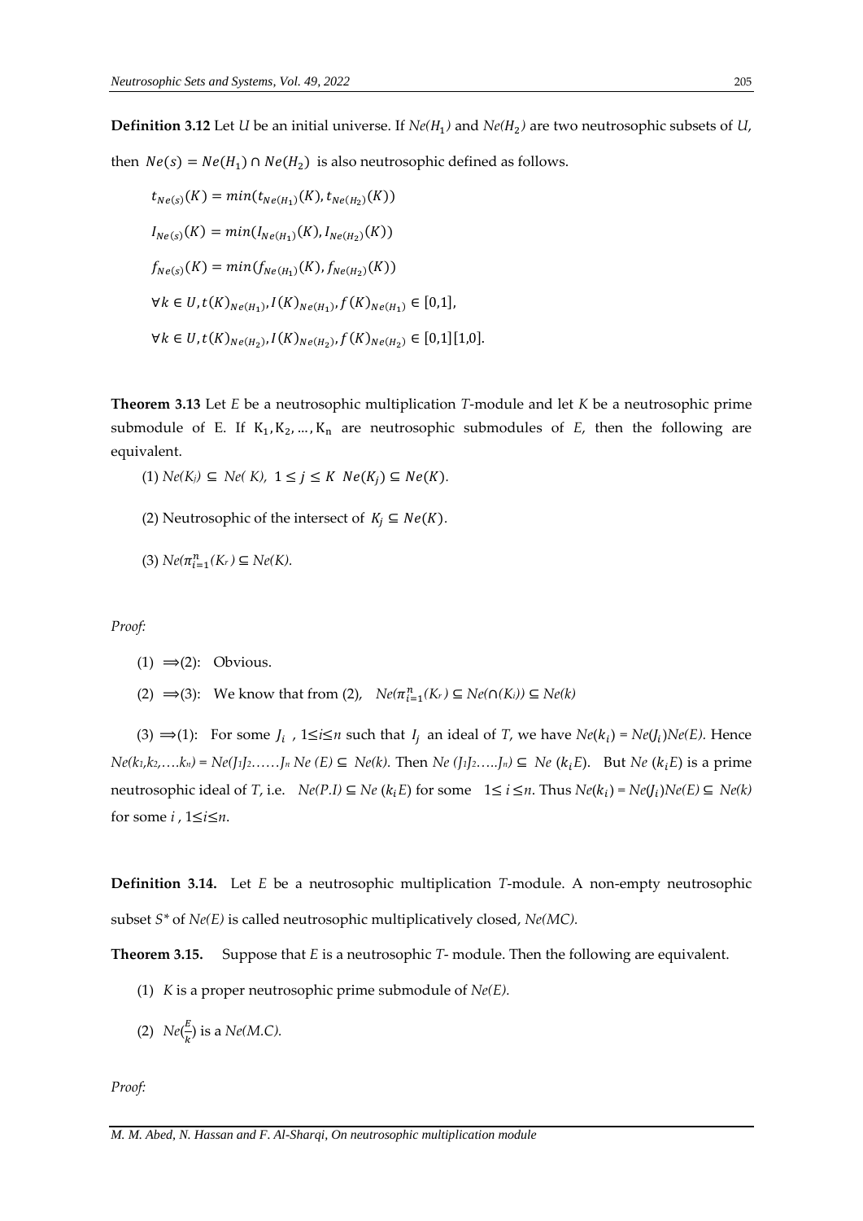**Definition 3.12** Let $U$ be an initial universe. If $Ne(H_1)$ and $Ne(H_2)$ are two neutrosophic subsets of $U$, then $Ne(s) = Ne(H_1) \cap Ne(H_2)$ is also neutrosophic defined as follows.

$$t_{Ne(s)}(K) = min(t_{Ne(H_1)}(K), t_{Ne(H_2)}(K))$$

$$I_{Ne(s)}(K) = min(I_{Ne(H_1)}(K), I_{Ne(H_2)}(K))$$

$$f_{Ne(s)}(K) = min(f_{Ne(H_1)}(K), f_{Ne(H_2)}(K))$$

$$\forall k \in U, t(K)_{Ne(H_1)}, I(K)_{Ne(H_1)}, f(K)_{Ne(H_1)} \in [0,1],$$

$$\forall k \in U, t(K)_{Ne(H_2)}, I(K)_{Ne(H_2)}, f(K)_{Ne(H_2)} \in [0,1][1,0].$$

**Theorem 3.13** Let $E$ be a neutrosophic multiplication $T$-module and let $K$ be a neutrosophic prime submodule of E. If $K_1, K_2, \ldots, K_n$ are neutrosophic submodules of $E$, then the following are equivalent.

(1) $Ne(K_j) \subseteq Ne(K)$, $1 \leq j \leq K$ $Ne(K_j) \subseteq Ne(K)$.

(2) Neutrosophic of the intersect of $K_j \subseteq Ne(K)$.

(3) $Ne(\pi_{i=1}^{n}(K_r)) \subseteq Ne(K)$.

*Proof:*

(1) $\Longrightarrow$(2): Obvious.

(2) $\Longrightarrow$(3): We know that from (2), $Ne(\pi_{i=1}^{n}(K_r)) \subseteq Ne(\cap(K_i)) \subseteq Ne(k)$

(3) $\Longrightarrow$(1): For some $J_i$, $1 \leq i \leq n$ such that $I_j$ an ideal of $T$, we have $Ne(k_i) = Ne(J_i)Ne(E)$. Hence $Ne(k_1, k_2, \ldots. k_n) = Ne(J_1 J_2 \ldots\ldots J_n\ Ne\ (E) \subseteq Ne(k)$. Then $Ne\ (J_1 J_2 \ldots.. J_n) \subseteq Ne\ (k_i E)$. But $Ne\ (k_i E)$ is a prime neutrosophic ideal of $T$, i.e. $Ne(P.I) \subseteq Ne\ (k_i E)$ for some $1 \leq i \leq n$. Thus $Ne(k_i) = Ne(J_i)Ne(E) \subseteq Ne(k)$ for some $i$, $1 \leq i \leq n$.

**Definition 3.14.** Let $E$ be a neutrosophic multiplication $T$-module. A non-empty neutrosophic subset $S^*$ of $Ne(E)$ is called neutrosophic multiplicatively closed, $Ne(MC)$.

**Theorem 3.15.** Suppose that $E$ is a neutrosophic $T$- module. Then the following are equivalent.

(1) $K$ is a proper neutrosophic prime submodule of $Ne(E)$.

(2) $Ne(\frac{E}{k})$ is a $Ne(M.C)$.

*Proof:*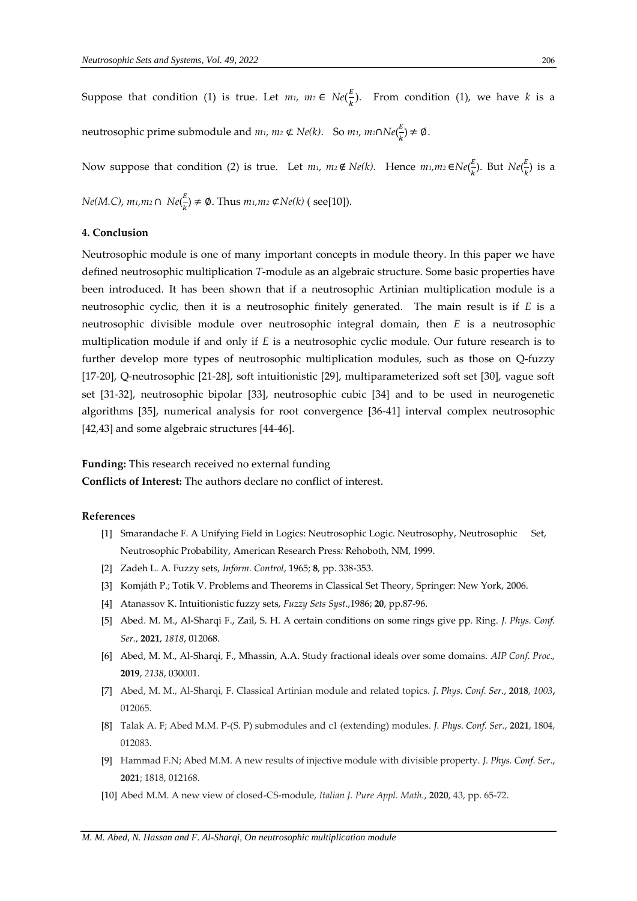Suppose that condition (1) is true. Let $m_1, m_2 \in Ne(\frac{E}{k})$. From condition (1), we have $k$ is a neutrosophic prime submodule and $m_1, m_2 \not\subset Ne(k)$. So $m_1, m_2 \cap Ne(\frac{E}{k}) \neq \emptyset$.

Now suppose that condition (2) is true. Let $m_1, m_2 \notin Ne(k)$. Hence $m_1, m_2 \in Ne(\frac{E}{k})$. But $Ne(\frac{E}{k})$ is a $Ne(M.C)$, $m_1, m_2 \cap Ne(\frac{E}{k}) \neq \emptyset$. Thus $m_1, m_2 \not\subset Ne(k)$ ( see[10]).

## 4. Conclusion

Neutrosophic module is one of many important concepts in module theory. In this paper we have defined neutrosophic multiplication *T*-module as an algebraic structure. Some basic properties have been introduced. It has been shown that if a neutrosophic Artinian multiplication module is a neutrosophic cyclic, then it is a neutrosophic finitely generated. The main result is if *E* is a neutrosophic divisible module over neutrosophic integral domain, then *E* is a neutrosophic multiplication module if and only if *E* is a neutrosophic cyclic module. Our future research is to further develop more types of neutrosophic multiplication modules, such as those on Q-fuzzy [17-20], Q-neutrosophic [21-28], soft intuitionistic [29], multiparameterized soft set [30], vague soft set [31-32], neutrosophic bipolar [33], neutrosophic cubic [34] and to be used in neurogenetic algorithms [35], numerical analysis for root convergence [36-41] interval complex neutrosophic [42,43] and some algebraic structures [44-46].

**Funding:** This research received no external funding

**Conflicts of Interest:** The authors declare no conflict of interest.

## References

[1] Smarandache F. A Unifying Field in Logics: Neutrosophic Logic. Neutrosophy, Neutrosophic Set, Neutrosophic Probability, American Research Press: Rehoboth, NM, 1999.

[2] Zadeh L. A. Fuzzy sets, *Inform. Control*, 1965; **8**, pp. 338-353.

[3] Komjáth P.; Totik V. Problems and Theorems in Classical Set Theory, Springer: New York, 2006.

[4] Atanassov K. Intuitionistic fuzzy sets, *Fuzzy Sets Syst.*,1986; **20**, pp.87-96.

[5] Abed. M. M., Al-Sharqi F., Zail, S. H. A certain conditions on some rings give pp. Ring. *J. Phys. Conf. Ser.*, **2021**, *1818*, 012068.

[6] Abed, M. M., Al-Sharqi, F., Mhassin, A.A. Study fractional ideals over some domains. *AIP Conf. Proc.,* **2019**, *2138*, 030001.

[7] Abed, M. M., Al-Sharqi, F. Classical Artinian module and related topics. *J. Phys. Conf. Ser.*, **2018**, *1003***,** 012065.

[8] Talak A. F; Abed M.M. P-(S. P) submodules and c1 (extending) modules. *J. Phys. Conf. Ser.*, **2021**, 1804, 012083.

[9] Hammad F.N; Abed M.M. A new results of injective module with divisible property. *J. Phys. Conf. Ser.*, **2021**; 1818, 012168.

[10] Abed M.M. A new view of closed-CS-module, *Italian J. Pure Appl. Math.*, **2020**, 43, pp. 65-72.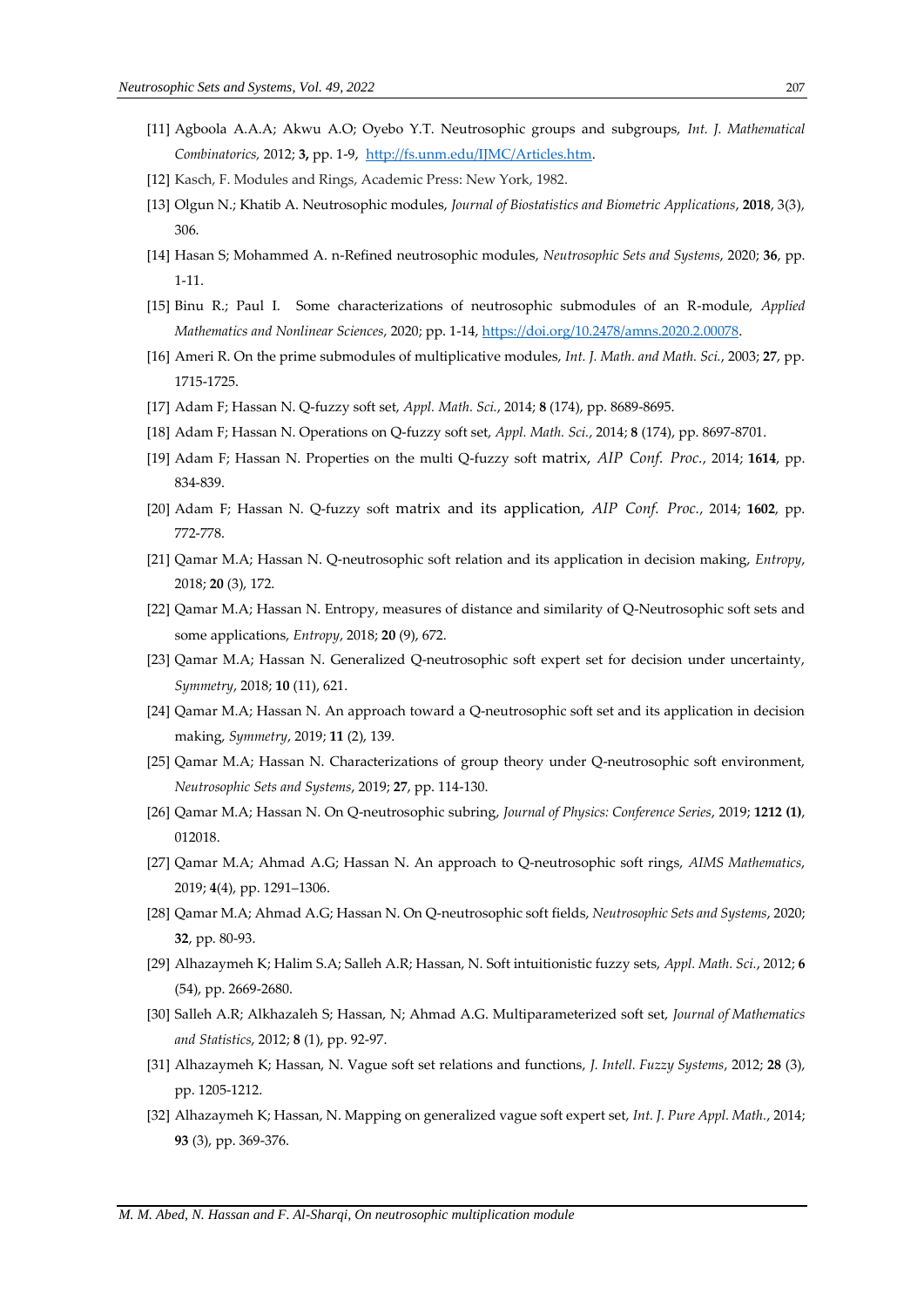[11] Agboola A.A.A; Akwu A.O; Oyebo Y.T. Neutrosophic groups and subgroups, *Int. J. Mathematical Combinatorics*, 2012; **3,** pp. 1-9, http://fs.unm.edu/IJMC/Articles.htm.

[12] Kasch, F. Modules and Rings, Academic Press: New York, 1982.

[13] Olgun N.; Khatib A. Neutrosophic modules, *Journal of Biostatistics and Biometric Applications*, **2018**, 3(3), 306.

[14] Hasan S; Mohammed A. n-Refined neutrosophic modules, *Neutrosophic Sets and Systems*, 2020; **36**, pp. 1-11.

[15] Binu R.; Paul I. Some characterizations of neutrosophic submodules of an R-module, *Applied Mathematics and Nonlinear Sciences*, 2020; pp. 1-14, https://doi.org/10.2478/amns.2020.2.00078.

[16] Ameri R. On the prime submodules of multiplicative modules, *Int. J. Math. and Math. Sci.*, 2003; **27**, pp. 1715-1725.

[17] Adam F; Hassan N. Q-fuzzy soft set, *Appl. Math. Sci.*, 2014; **8** (174), pp. 8689-8695.

[18] Adam F; Hassan N. Operations on Q-fuzzy soft set, *Appl. Math. Sci.*, 2014; **8** (174), pp. 8697-8701.

[19] Adam F; Hassan N. Properties on the multi Q-fuzzy soft matrix, *AIP Conf. Proc.*, 2014; **1614**, pp. 834-839.

[20] Adam F; Hassan N. Q-fuzzy soft matrix and its application, *AIP Conf. Proc.*, 2014; **1602**, pp. 772-778.

[21] Qamar M.A; Hassan N. Q-neutrosophic soft relation and its application in decision making, *Entropy*, 2018; **20** (3), 172.

[22] Qamar M.A; Hassan N. Entropy, measures of distance and similarity of Q-Neutrosophic soft sets and some applications, *Entropy*, 2018; **20** (9), 672.

[23] Qamar M.A; Hassan N. Generalized Q-neutrosophic soft expert set for decision under uncertainty, *Symmetry*, 2018; **10** (11), 621.

[24] Qamar M.A; Hassan N. An approach toward a Q-neutrosophic soft set and its application in decision making, *Symmetry*, 2019; **11** (2), 139.

[25] Qamar M.A; Hassan N. Characterizations of group theory under Q-neutrosophic soft environment, *Neutrosophic Sets and Systems*, 2019; **27**, pp. 114-130.

[26] Qamar M.A; Hassan N. On Q-neutrosophic subring, *Journal of Physics: Conference Series*, 2019; **1212 (1)**, 012018.

[27] Qamar M.A; Ahmad A.G; Hassan N. An approach to Q-neutrosophic soft rings, *AIMS Mathematics*, 2019; **4**(4), pp. 1291–1306.

[28] Qamar M.A; Ahmad A.G; Hassan N. On Q-neutrosophic soft fields, *Neutrosophic Sets and Systems*, 2020; **32**, pp. 80-93.

[29] Alhazaymeh K; Halim S.A; Salleh A.R; Hassan, N. Soft intuitionistic fuzzy sets, *Appl. Math. Sci.*, 2012; **6** (54), pp. 2669-2680.

[30] Salleh A.R; Alkhazaleh S; Hassan, N; Ahmad A.G. Multiparameterized soft set, *Journal of Mathematics and Statistics*, 2012; **8** (1), pp. 92-97.

[31] Alhazaymeh K; Hassan, N. Vague soft set relations and functions, *J. Intell. Fuzzy Systems*, 2012; **28** (3), pp. 1205-1212.

[32] Alhazaymeh K; Hassan, N. Mapping on generalized vague soft expert set, *Int. J. Pure Appl. Math.*, 2014; **93** (3), pp. 369-376.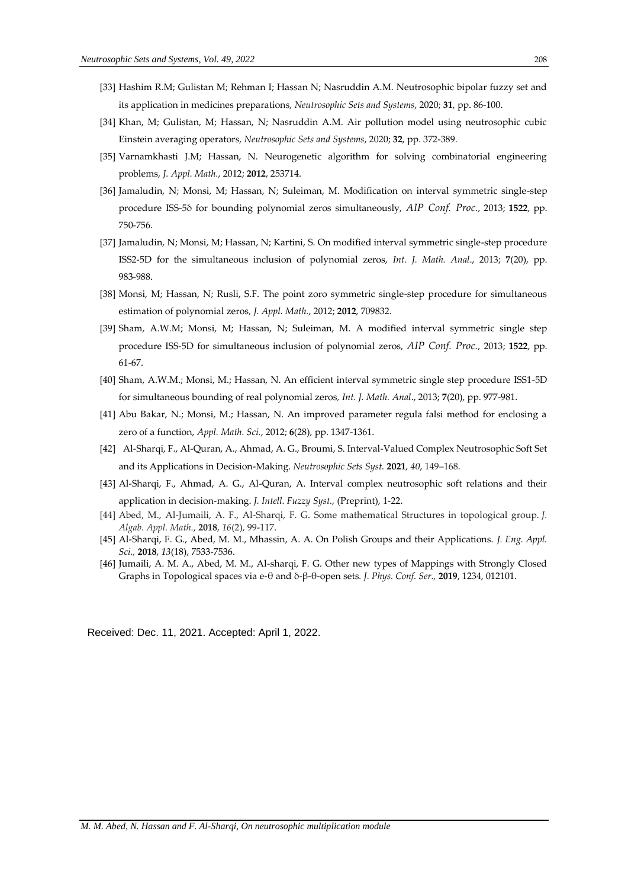[33] Hashim R.M; Gulistan M; Rehman I; Hassan N; Nasruddin A.M. Neutrosophic bipolar fuzzy set and its application in medicines preparations, *Neutrosophic Sets and Systems*, 2020; **31**, pp. 86-100.

[34] Khan, M; Gulistan, M; Hassan, N; Nasruddin A.M. Air pollution model using neutrosophic cubic Einstein averaging operators, *Neutrosophic Sets and Systems*, 2020; **32**, pp. 372-389.

[35] Varnamkhasti J.M; Hassan, N. Neurogenetic algorithm for solving combinatorial engineering problems, *J. Appl. Math.*, 2012; **2012**, 253714.

[36] Jamaludin, N; Monsi, M; Hassan, N; Suleiman, M. Modification on interval symmetric single-step procedure ISS-5δ for bounding polynomial zeros simultaneously, *AIP Conf. Proc.*, 2013; **1522**, pp. 750-756.

[37] Jamaludin, N; Monsi, M; Hassan, N; Kartini, S. On modified interval symmetric single-step procedure ISS2-5D for the simultaneous inclusion of polynomial zeros, *Int. J. Math. Anal.*, 2013; **7**(20), pp. 983-988.

[38] Monsi, M; Hassan, N; Rusli, S.F. The point zoro symmetric single-step procedure for simultaneous estimation of polynomial zeros, *J. Appl. Math.*, 2012; **2012**, 709832.

[39] Sham, A.W.M; Monsi, M; Hassan, N; Suleiman, M. A modified interval symmetric single step procedure ISS-5D for simultaneous inclusion of polynomial zeros, *AIP Conf. Proc.*, 2013; **1522**, pp. 61-67.

[40] Sham, A.W.M.; Monsi, M.; Hassan, N. An efficient interval symmetric single step procedure ISS1-5D for simultaneous bounding of real polynomial zeros, *Int. J. Math. Anal*., 2013; **7**(20), pp. 977-981.

[41] Abu Bakar, N.; Monsi, M.; Hassan, N. An improved parameter regula falsi method for enclosing a zero of a function, *Appl. Math. Sci.*, 2012; **6**(28), pp. 1347-1361.

[42] Al-Sharqi, F., Al-Quran, A., Ahmad, A. G., Broumi, S. Interval-Valued Complex Neutrosophic Soft Set and its Applications in Decision-Making. *Neutrosophic Sets Syst.* **2021**, *40*, 149–168.

[43] Al-Sharqi, F., Ahmad, A. G., Al-Quran, A. Interval complex neutrosophic soft relations and their application in decision-making. *J. Intell. Fuzzy Syst.*, (Preprint), 1-22.

[44] Abed, M., Al-Jumaili, A. F., Al-Sharqi, F. G. Some mathematical Structures in topological group. *J. Algab. Appl. Math.*, **2018**, *16*(2), 99-117.

[45] Al-Sharqi, F. G., Abed, M. M., Mhassin, A. A. On Polish Groups and their Applications. *J. Eng. Appl. Sci.*, **2018**, *13*(18), 7533-7536.

[46] Jumaili, A. M. A., Abed, M. M., Al-sharqi, F. G. Other new types of Mappings with Strongly Closed Graphs in Topological spaces via e-θ and δ-β-θ-open sets. *J. Phys. Conf. Ser.*, **2019**, 1234, 012101.

Received: Dec. 11, 2021. Accepted: April 1, 2022.